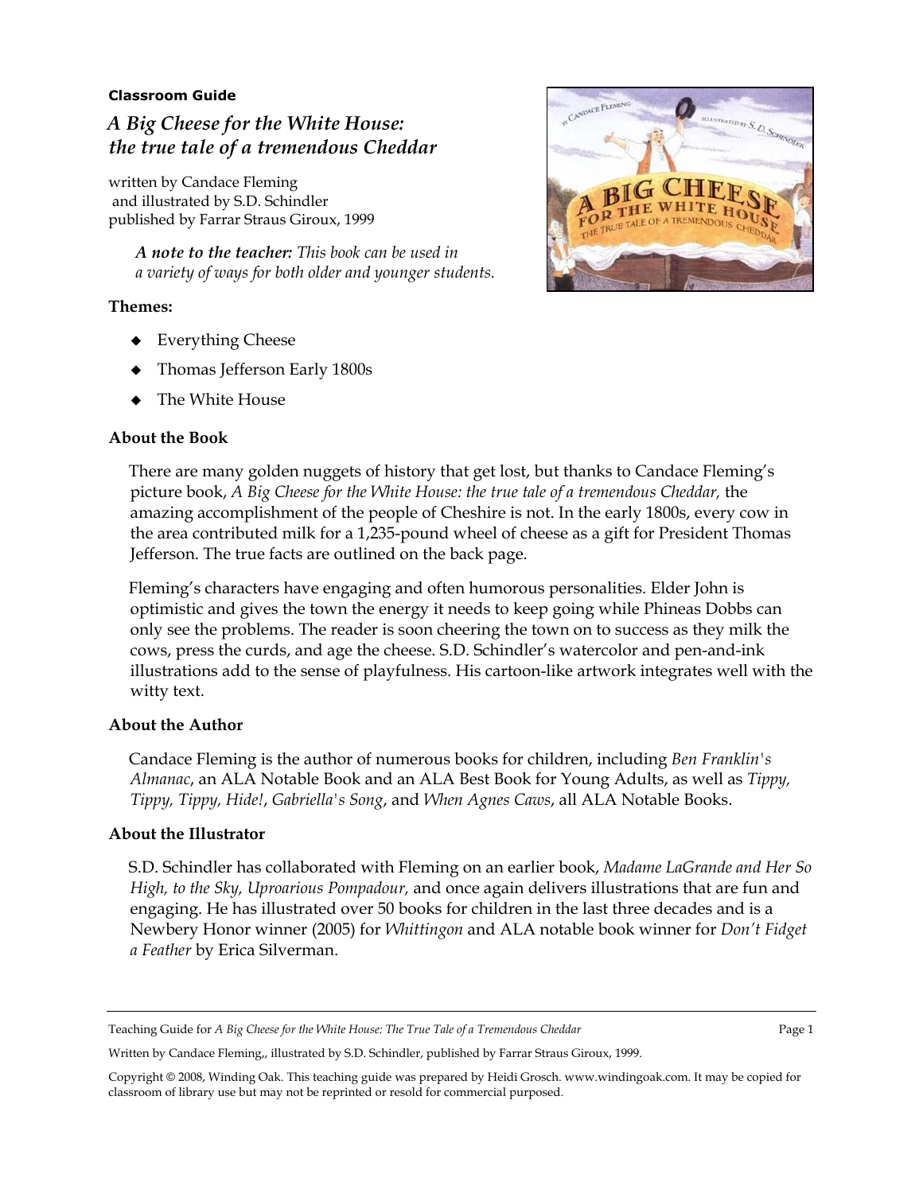**Classroom Guide**

# *A Big Cheese for the White House: the true tale of a tremendous Cheddar*

written by Candace Fleming
and illustrated by S.D. Schindler
published by Farrar Straus Giroux, 1999

> ***A note to the teacher:*** *This book can be used in a variety of ways for both older and younger students.*

## Themes:

- Everything Cheese
- Thomas Jefferson Early 1800s
- The White House

## About the Book

There are many golden nuggets of history that get lost, but thanks to Candace Fleming's picture book, *A Big Cheese for the White House: the true tale of a tremendous Cheddar,* the amazing accomplishment of the people of Cheshire is not. In the early 1800s, every cow in the area contributed milk for a 1,235-pound wheel of cheese as a gift for President Thomas Jefferson. The true facts are outlined on the back page.

Fleming's characters have engaging and often humorous personalities. Elder John is optimistic and gives the town the energy it needs to keep going while Phineas Dobbs can only see the problems. The reader is soon cheering the town on to success as they milk the cows, press the curds, and age the cheese. S.D. Schindler's watercolor and pen-and-ink illustrations add to the sense of playfulness. His cartoon-like artwork integrates well with the witty text.

## About the Author

Candace Fleming is the author of numerous books for children, including *Ben Franklin's Almanac*, an ALA Notable Book and an ALA Best Book for Young Adults, as well as *Tippy, Tippy, Tippy, Hide!*, *Gabriella's Song*, and *When Agnes Caws*, all ALA Notable Books.

## About the Illustrator

S.D. Schindler has collaborated with Fleming on an earlier book, *Madame LaGrande and Her So High, to the Sky, Uproarious Pompadour,* and once again delivers illustrations that are fun and engaging. He has illustrated over 50 books for children in the last three decades and is a Newbery Honor winner (2005) for *Whittingon* and ALA notable book winner for *Don't Fidget a Feather* by Erica Silverman.

Teaching Guide for *A Big Cheese for the White House: The True Tale of a Tremendous Cheddar*

Written by Candace Fleming,, illustrated by S.D. Schindler, published by Farrar Straus Giroux, 1999.

Copyright © 2008, Winding Oak. This teaching guide was prepared by Heidi Grosch. www.windingoak.com. It may be copied for classroom of library use but may not be reprinted or resold for commercial purposed.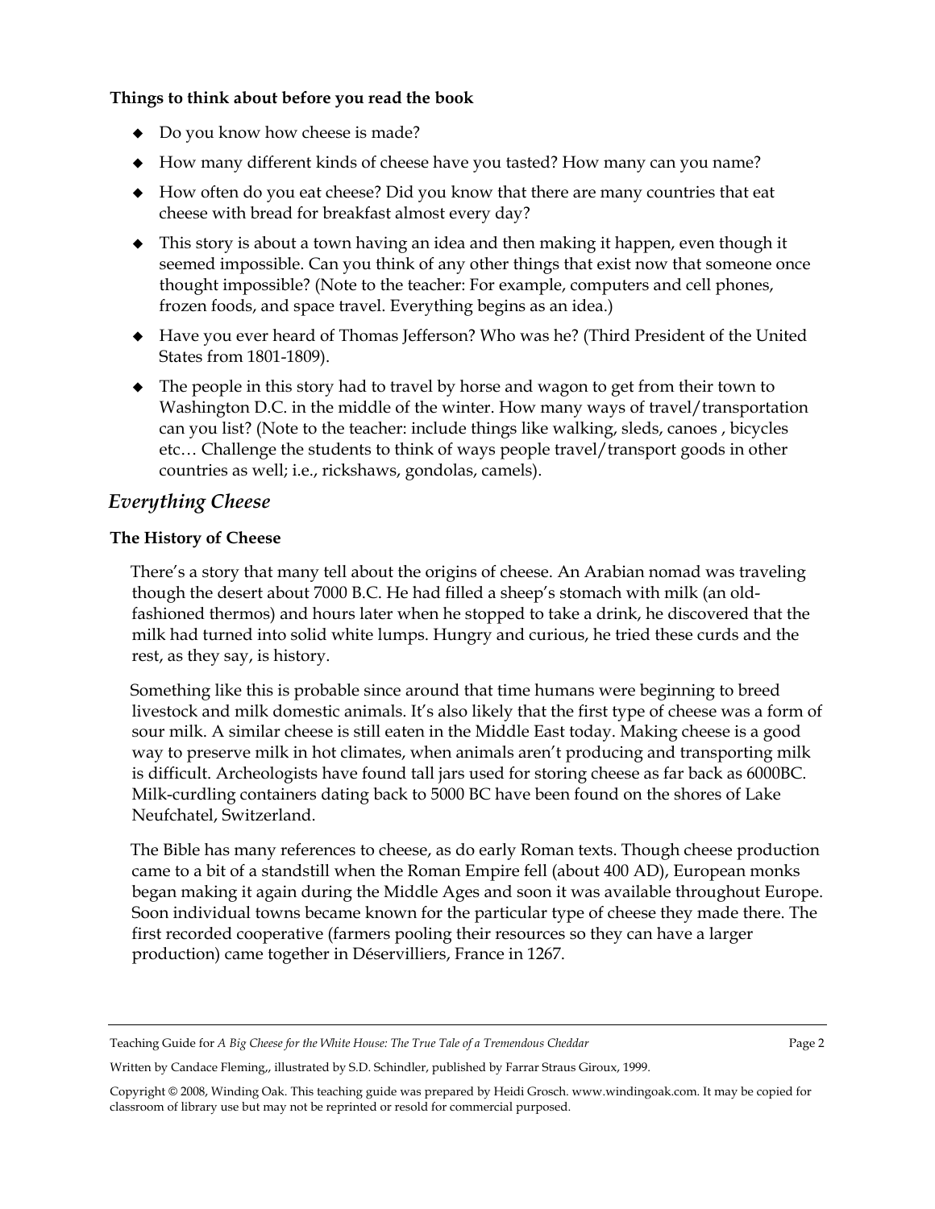**Things to think about before you read the book**

- Do you know how cheese is made?
- How many different kinds of cheese have you tasted? How many can you name?
- How often do you eat cheese? Did you know that there are many countries that eat cheese with bread for breakfast almost every day?
- This story is about a town having an idea and then making it happen, even though it seemed impossible. Can you think of any other things that exist now that someone once thought impossible? (Note to the teacher: For example, computers and cell phones, frozen foods, and space travel. Everything begins as an idea.)
- Have you ever heard of Thomas Jefferson? Who was he? (Third President of the United States from 1801-1809).
- The people in this story had to travel by horse and wagon to get from their town to Washington D.C. in the middle of the winter. How many ways of travel/transportation can you list? (Note to the teacher: include things like walking, sleds, canoes , bicycles etc… Challenge the students to think of ways people travel/transport goods in other countries as well; i.e., rickshaws, gondolas, camels).

## *Everything Cheese*

### The History of Cheese

There's a story that many tell about the origins of cheese. An Arabian nomad was traveling though the desert about 7000 B.C. He had filled a sheep's stomach with milk (an old-fashioned thermos) and hours later when he stopped to take a drink, he discovered that the milk had turned into solid white lumps. Hungry and curious, he tried these curds and the rest, as they say, is history.

Something like this is probable since around that time humans were beginning to breed livestock and milk domestic animals. It's also likely that the first type of cheese was a form of sour milk. A similar cheese is still eaten in the Middle East today. Making cheese is a good way to preserve milk in hot climates, when animals aren't producing and transporting milk is difficult. Archeologists have found tall jars used for storing cheese as far back as 6000BC. Milk-curdling containers dating back to 5000 BC have been found on the shores of Lake Neufchatel, Switzerland.

The Bible has many references to cheese, as do early Roman texts. Though cheese production came to a bit of a standstill when the Roman Empire fell (about 400 AD), European monks began making it again during the Middle Ages and soon it was available throughout Europe. Soon individual towns became known for the particular type of cheese they made there. The first recorded cooperative (farmers pooling their resources so they can have a larger production) came together in Déservilliers, France in 1267.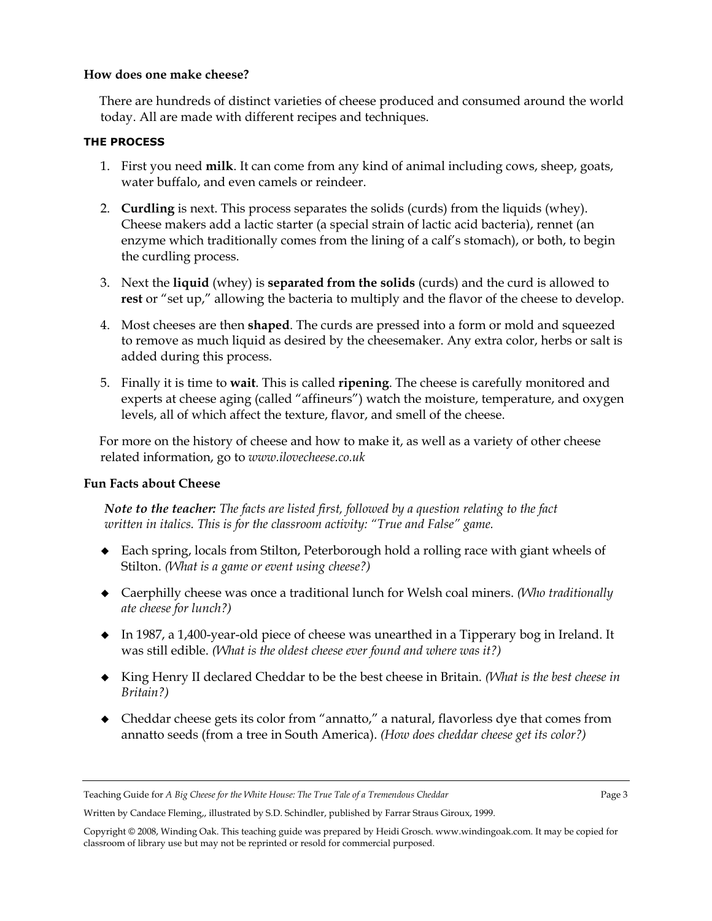**How does one make cheese?**

There are hundreds of distinct varieties of cheese produced and consumed around the world today. All are made with different recipes and techniques.

**THE PROCESS**

1. First you need **milk**. It can come from any kind of animal including cows, sheep, goats, water buffalo, and even camels or reindeer.
2. **Curdling** is next. This process separates the solids (curds) from the liquids (whey). Cheese makers add a lactic starter (a special strain of lactic acid bacteria), rennet (an enzyme which traditionally comes from the lining of a calf's stomach), or both, to begin the curdling process.
3. Next the **liquid** (whey) is **separated from the solids** (curds) and the curd is allowed to **rest** or "set up," allowing the bacteria to multiply and the flavor of the cheese to develop.
4. Most cheeses are then **shaped**. The curds are pressed into a form or mold and squeezed to remove as much liquid as desired by the cheesemaker. Any extra color, herbs or salt is added during this process.
5. Finally it is time to **wait**. This is called **ripening**. The cheese is carefully monitored and experts at cheese aging (called "affineurs") watch the moisture, temperature, and oxygen levels, all of which affect the texture, flavor, and smell of the cheese.

For more on the history of cheese and how to make it, as well as a variety of other cheese related information, go to *www.ilovecheese.co.uk*

**Fun Facts about Cheese**

***Note to the teacher:*** *The facts are listed first, followed by a question relating to the fact written in italics. This is for the classroom activity: "True and False" game.*

- Each spring, locals from Stilton, Peterborough hold a rolling race with giant wheels of Stilton. *(What is a game or event using cheese?)*
- Caerphilly cheese was once a traditional lunch for Welsh coal miners. *(Who traditionally ate cheese for lunch?)*
- In 1987, a 1,400-year-old piece of cheese was unearthed in a Tipperary bog in Ireland. It was still edible. *(What is the oldest cheese ever found and where was it?)*
- King Henry II declared Cheddar to be the best cheese in Britain. *(What is the best cheese in Britain?)*
- Cheddar cheese gets its color from "annatto," a natural, flavorless dye that comes from annatto seeds (from a tree in South America). *(How does cheddar cheese get its color?)*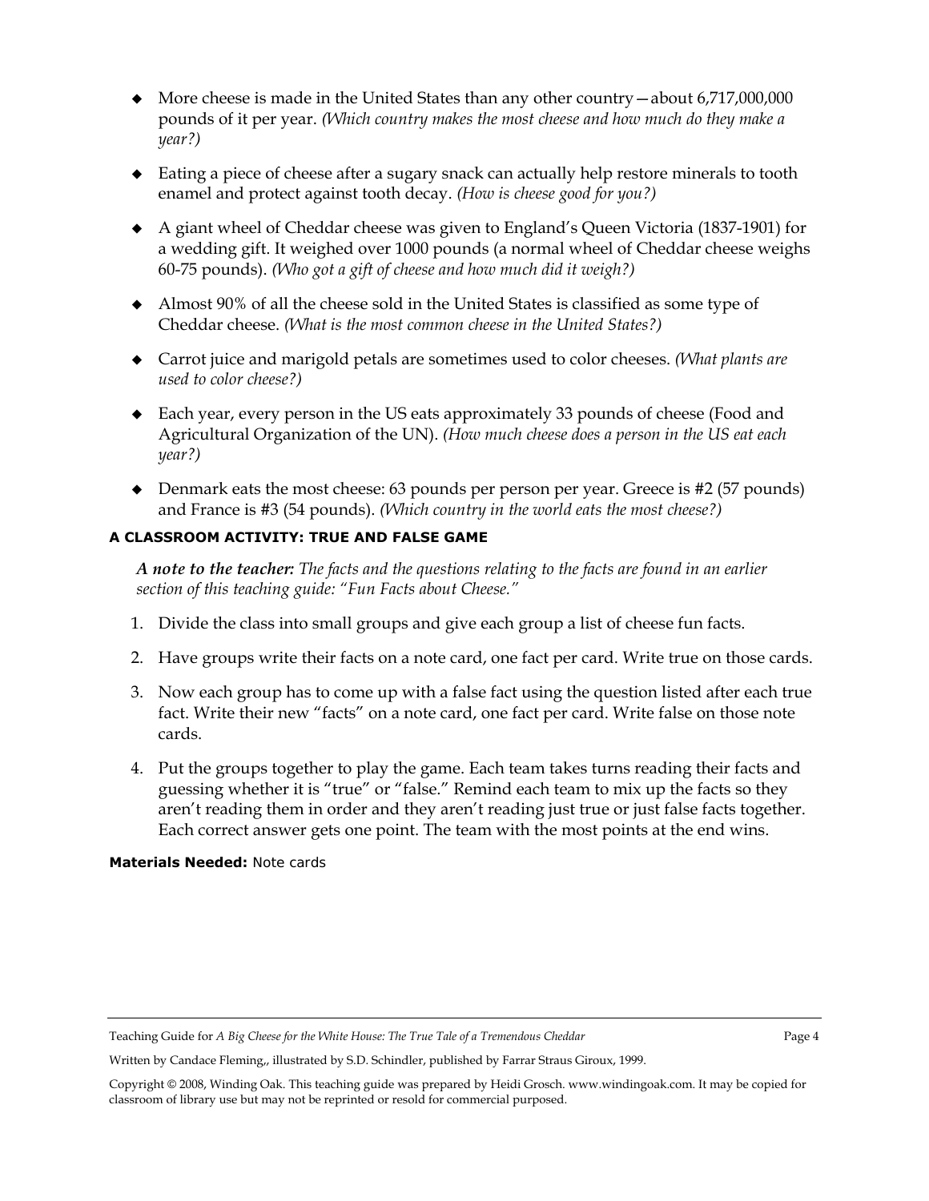- More cheese is made in the United States than any other country—about 6,717,000,000 pounds of it per year. *(Which country makes the most cheese and how much do they make a year?)*

- Eating a piece of cheese after a sugary snack can actually help restore minerals to tooth enamel and protect against tooth decay. *(How is cheese good for you?)*

- A giant wheel of Cheddar cheese was given to England's Queen Victoria (1837-1901) for a wedding gift. It weighed over 1000 pounds (a normal wheel of Cheddar cheese weighs 60-75 pounds). *(Who got a gift of cheese and how much did it weigh?)*

- Almost 90% of all the cheese sold in the United States is classified as some type of Cheddar cheese. *(What is the most common cheese in the United States?)*

- Carrot juice and marigold petals are sometimes used to color cheeses. *(What plants are used to color cheese?)*

- Each year, every person in the US eats approximately 33 pounds of cheese (Food and Agricultural Organization of the UN). *(How much cheese does a person in the US eat each year?)*

- Denmark eats the most cheese: 63 pounds per person per year. Greece is #2 (57 pounds) and France is #3 (54 pounds). *(Which country in the world eats the most cheese?)*

**A CLASSROOM ACTIVITY: TRUE AND FALSE GAME**

***A note to the teacher:*** *The facts and the questions relating to the facts are found in an earlier section of this teaching guide: "Fun Facts about Cheese."*

1. Divide the class into small groups and give each group a list of cheese fun facts.
2. Have groups write their facts on a note card, one fact per card. Write true on those cards.
3. Now each group has to come up with a false fact using the question listed after each true fact. Write their new "facts" on a note card, one fact per card. Write false on those note cards.
4. Put the groups together to play the game. Each team takes turns reading their facts and guessing whether it is "true" or "false." Remind each team to mix up the facts so they aren't reading them in order and they aren't reading just true or just false facts together. Each correct answer gets one point. The team with the most points at the end wins.

**Materials Needed:** Note cards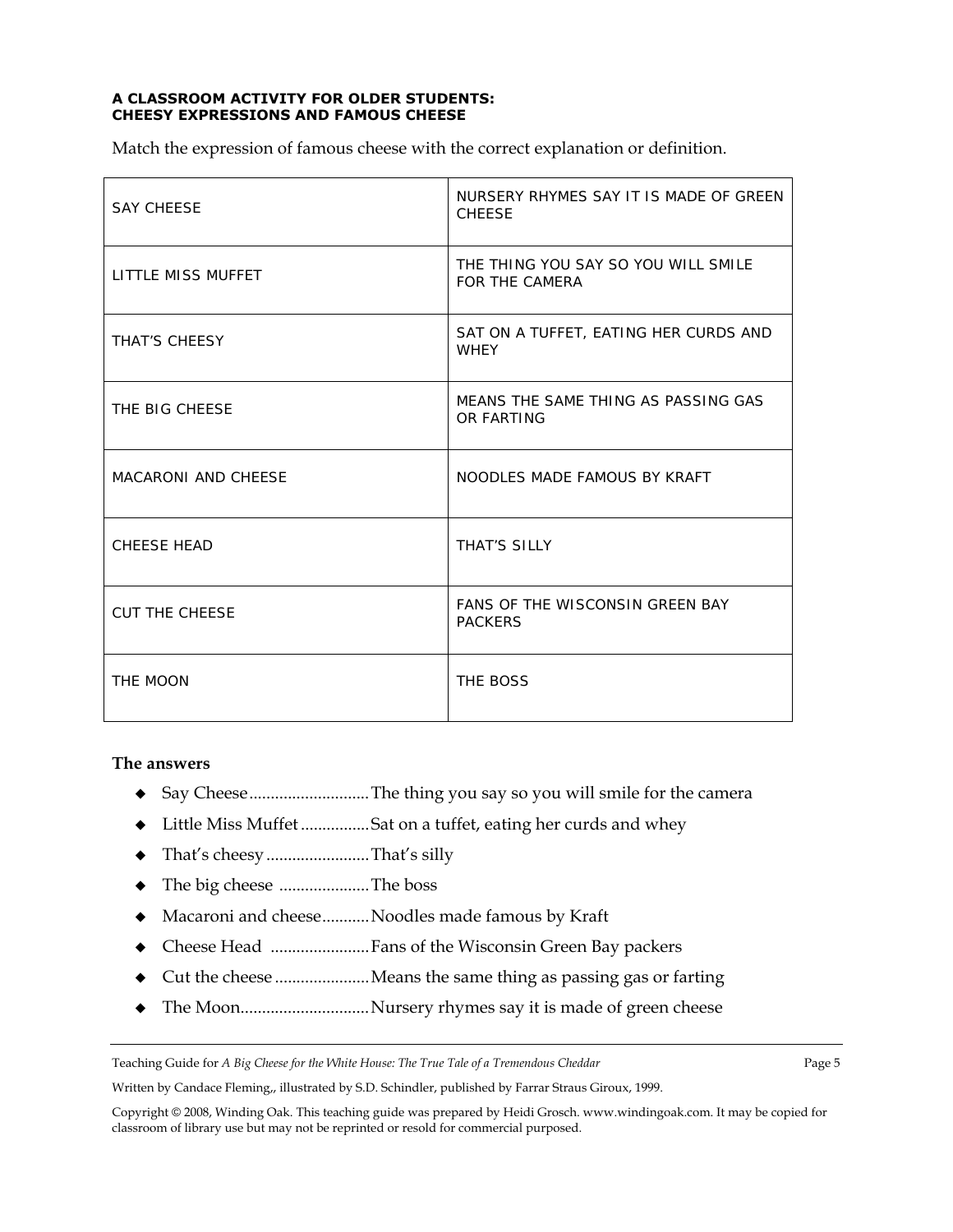**A CLASSROOM ACTIVITY FOR OLDER STUDENTS:**
**CHEESY EXPRESSIONS AND FAMOUS CHEESE**

Match the expression of famous cheese with the correct explanation or definition.

| | |
|---|---|
| SAY CHEESE | NURSERY RHYMES SAY IT IS MADE OF GREEN CHEESE |
| LITTLE MISS MUFFET | THE THING YOU SAY SO YOU WILL SMILE FOR THE CAMERA |
| THAT'S CHEESY | SAT ON A TUFFET, EATING HER CURDS AND WHEY |
| THE BIG CHEESE | MEANS THE SAME THING AS PASSING GAS OR FARTING |
| MACARONI AND CHEESE | NOODLES MADE FAMOUS BY KRAFT |
| CHEESE HEAD | THAT'S SILLY |
| CUT THE CHEESE | FANS OF THE WISCONSIN GREEN BAY PACKERS |
| THE MOON | THE BOSS |

**The answers**

- Say Cheese............................The thing you say so you will smile for the camera
- Little Miss Muffet................Sat on a tuffet, eating her curds and whey
- That's cheesy........................That's silly
- The big cheese .....................The boss
- Macaroni and cheese...........Noodles made famous by Kraft
- Cheese Head .......................Fans of the Wisconsin Green Bay packers
- Cut the cheese......................Means the same thing as passing gas or farting
- The Moon..............................Nursery rhymes say it is made of green cheese

Teaching Guide for *A Big Cheese for the White House: The True Tale of a Tremendous Cheddar*

Written by Candace Fleming,, illustrated by S.D. Schindler, published by Farrar Straus Giroux, 1999.

Copyright © 2008, Winding Oak. This teaching guide was prepared by Heidi Grosch. www.windingoak.com. It may be copied for classroom of library use but may not be reprinted or resold for commercial purposed.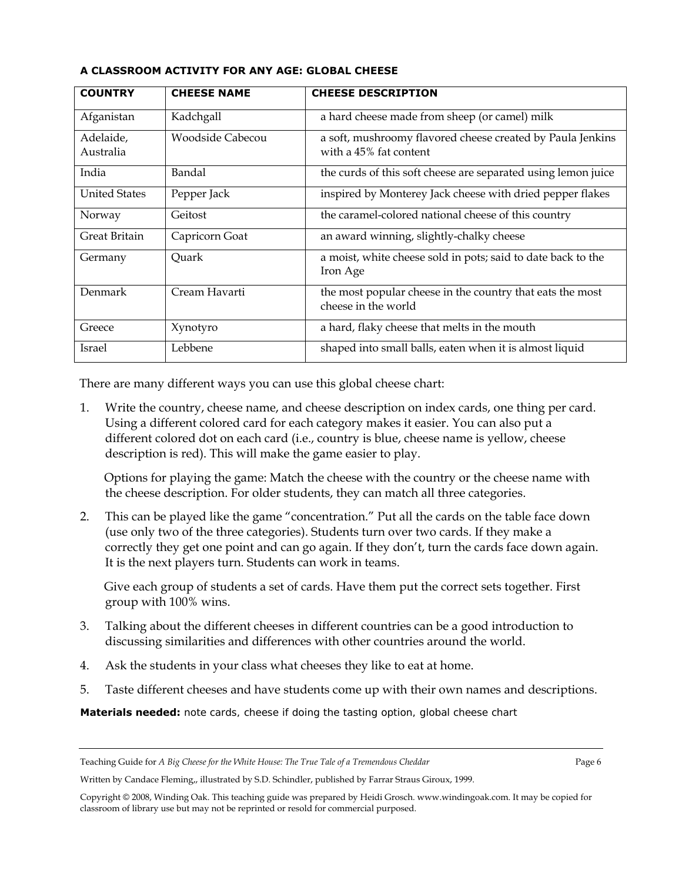**A CLASSROOM ACTIVITY FOR ANY AGE: GLOBAL CHEESE**

| COUNTRY | CHEESE NAME | CHEESE DESCRIPTION |
|---|---|---|
| Afganistan | Kadchgall | a hard cheese made from sheep (or camel) milk |
| Adelaide, Australia | Woodside Cabecou | a soft, mushroomy flavored cheese created by Paula Jenkins with a 45% fat content |
| India | Bandal | the curds of this soft cheese are separated using lemon juice |
| United States | Pepper Jack | inspired by Monterey Jack cheese with dried pepper flakes |
| Norway | Geitost | the caramel-colored national cheese of this country |
| Great Britain | Capricorn Goat | an award winning, slightly-chalky cheese |
| Germany | Quark | a moist, white cheese sold in pots; said to date back to the Iron Age |
| Denmark | Cream Havarti | the most popular cheese in the country that eats the most cheese in the world |
| Greece | Xynotyro | a hard, flaky cheese that melts in the mouth |
| Israel | Lebbene | shaped into small balls, eaten when it is almost liquid |

There are many different ways you can use this global cheese chart:

1. Write the country, cheese name, and cheese description on index cards, one thing per card. Using a different colored card for each category makes it easier. You can also put a different colored dot on each card (i.e., country is blue, cheese name is yellow, cheese description is red). This will make the game easier to play.

   Options for playing the game: Match the cheese with the country or the cheese name with the cheese description. For older students, they can match all three categories.

2. This can be played like the game "concentration." Put all the cards on the table face down (use only two of the three categories). Students turn over two cards. If they make a correctly they get one point and can go again. If they don't, turn the cards face down again. It is the next players turn. Students can work in teams.

   Give each group of students a set of cards. Have them put the correct sets together. First group with 100% wins.

3. Talking about the different cheeses in different countries can be a good introduction to discussing similarities and differences with other countries around the world.

4. Ask the students in your class what cheeses they like to eat at home.

5. Taste different cheeses and have students come up with their own names and descriptions.

**Materials needed:** note cards, cheese if doing the tasting option, global cheese chart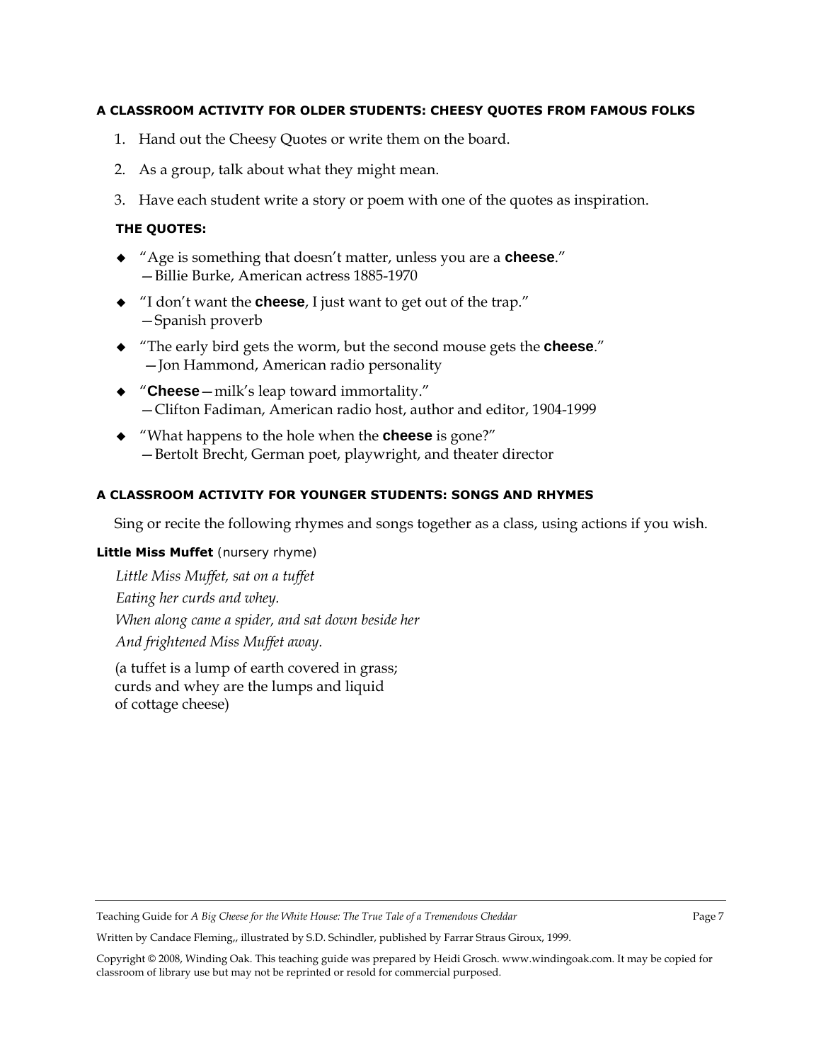### A CLASSROOM ACTIVITY FOR OLDER STUDENTS: CHEESY QUOTES FROM FAMOUS FOLKS

1. Hand out the Cheesy Quotes or write them on the board.
2. As a group, talk about what they might mean.
3. Have each student write a story or poem with one of the quotes as inspiration.

#### THE QUOTES:

- "Age is something that doesn't matter, unless you are a **cheese**."
  —Billie Burke, American actress 1885-1970
- "I don't want the **cheese**, I just want to get out of the trap."
  —Spanish proverb
- "The early bird gets the worm, but the second mouse gets the **cheese**."
  —Jon Hammond, American radio personality
- "**Cheese**—milk's leap toward immortality."
  —Clifton Fadiman, American radio host, author and editor, 1904-1999
- "What happens to the hole when the **cheese** is gone?"
  —Bertolt Brecht, German poet, playwright, and theater director

### A CLASSROOM ACTIVITY FOR YOUNGER STUDENTS: SONGS AND RHYMES

Sing or recite the following rhymes and songs together as a class, using actions if you wish.

**Little Miss Muffet** (nursery rhyme)

*Little Miss Muffet, sat on a tuffet*
*Eating her curds and whey.*
*When along came a spider, and sat down beside her*
*And frightened Miss Muffet away.*

(a tuffet is a lump of earth covered in grass; curds and whey are the lumps and liquid of cottage cheese)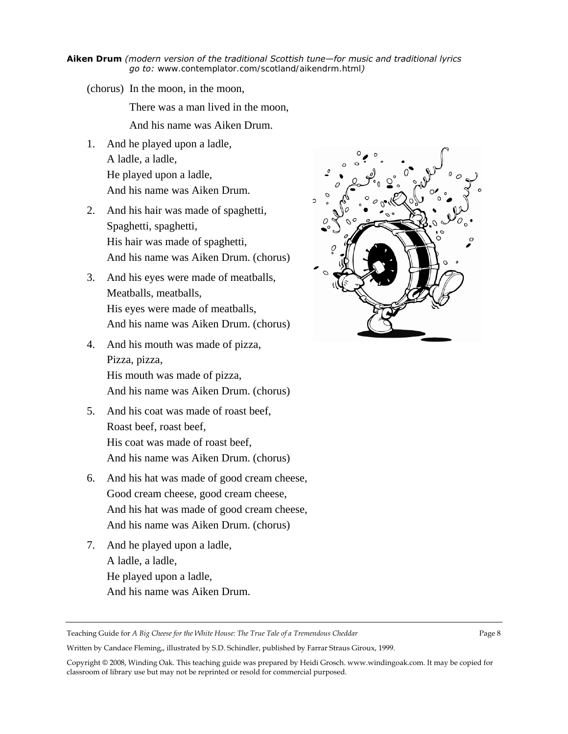**Aiken Drum** *(modern version of the traditional Scottish tune—for music and traditional lyrics go to:* www.contemplator.com/scotland/aikendrm.html*)*

(chorus) In the moon, in the moon,
There was a man lived in the moon,
And his name was Aiken Drum.

1. And he played upon a ladle,
   A ladle, a ladle,
   He played upon a ladle,
   And his name was Aiken Drum.

2. And his hair was made of spaghetti,
   Spaghetti, spaghetti,
   His hair was made of spaghetti,
   And his name was Aiken Drum. (chorus)

3. And his eyes were made of meatballs,
   Meatballs, meatballs,
   His eyes were made of meatballs,
   And his name was Aiken Drum. (chorus)

4. And his mouth was made of pizza,
   Pizza, pizza,
   His mouth was made of pizza,
   And his name was Aiken Drum. (chorus)

5. And his coat was made of roast beef,
   Roast beef, roast beef,
   His coat was made of roast beef,
   And his name was Aiken Drum. (chorus)

6. And his hat was made of good cream cheese,
   Good cream cheese, good cream cheese,
   And his hat was made of good cream cheese,
   And his name was Aiken Drum. (chorus)

7. And he played upon a ladle,
   A ladle, a ladle,
   He played upon a ladle,
   And his name was Aiken Drum.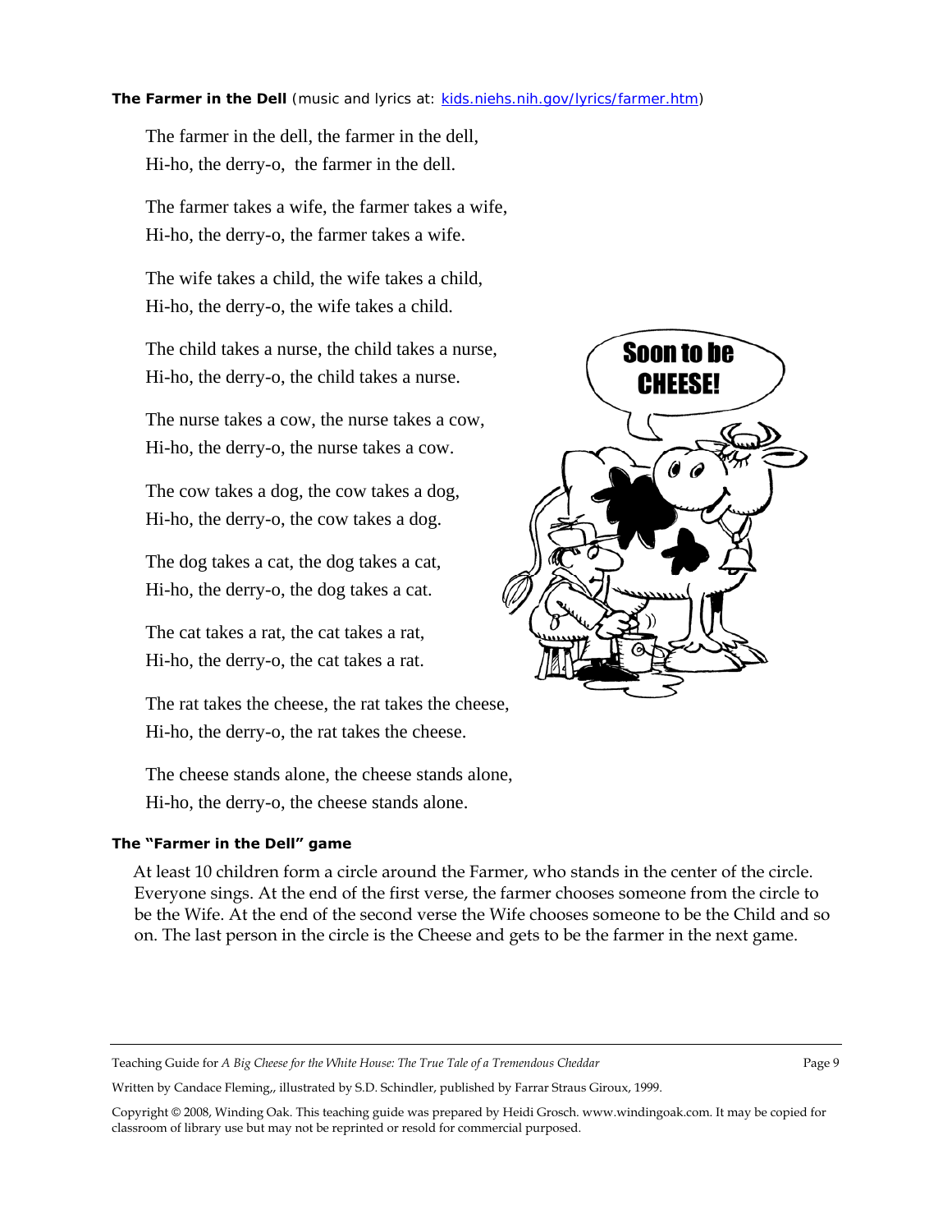**The Farmer in the Dell** (music and lyrics at: [kids.niehs.nih.gov/lyrics/farmer.htm](kids.niehs.nih.gov/lyrics/farmer.htm))

The farmer in the dell, the farmer in the dell,
Hi-ho, the derry-o, the farmer in the dell.

The farmer takes a wife, the farmer takes a wife,
Hi-ho, the derry-o, the farmer takes a wife.

The wife takes a child, the wife takes a child,
Hi-ho, the derry-o, the wife takes a child.

The child takes a nurse, the child takes a nurse,
Hi-ho, the derry-o, the child takes a nurse.

The nurse takes a cow, the nurse takes a cow,
Hi-ho, the derry-o, the nurse takes a cow.

The cow takes a dog, the cow takes a dog,
Hi-ho, the derry-o, the cow takes a dog.

The dog takes a cat, the dog takes a cat,
Hi-ho, the derry-o, the dog takes a cat.

The cat takes a rat, the cat takes a rat,
Hi-ho, the derry-o, the cat takes a rat.

The rat takes the cheese, the rat takes the cheese,
Hi-ho, the derry-o, the rat takes the cheese.

The cheese stands alone, the cheese stands alone,
Hi-ho, the derry-o, the cheese stands alone.

**The "Farmer in the Dell" game**

At least 10 children form a circle around the Farmer, who stands in the center of the circle. Everyone sings. At the end of the first verse, the farmer chooses someone from the circle to be the Wife. At the end of the second verse the Wife chooses someone to be the Child and so on. The last person in the circle is the Cheese and gets to be the farmer in the next game.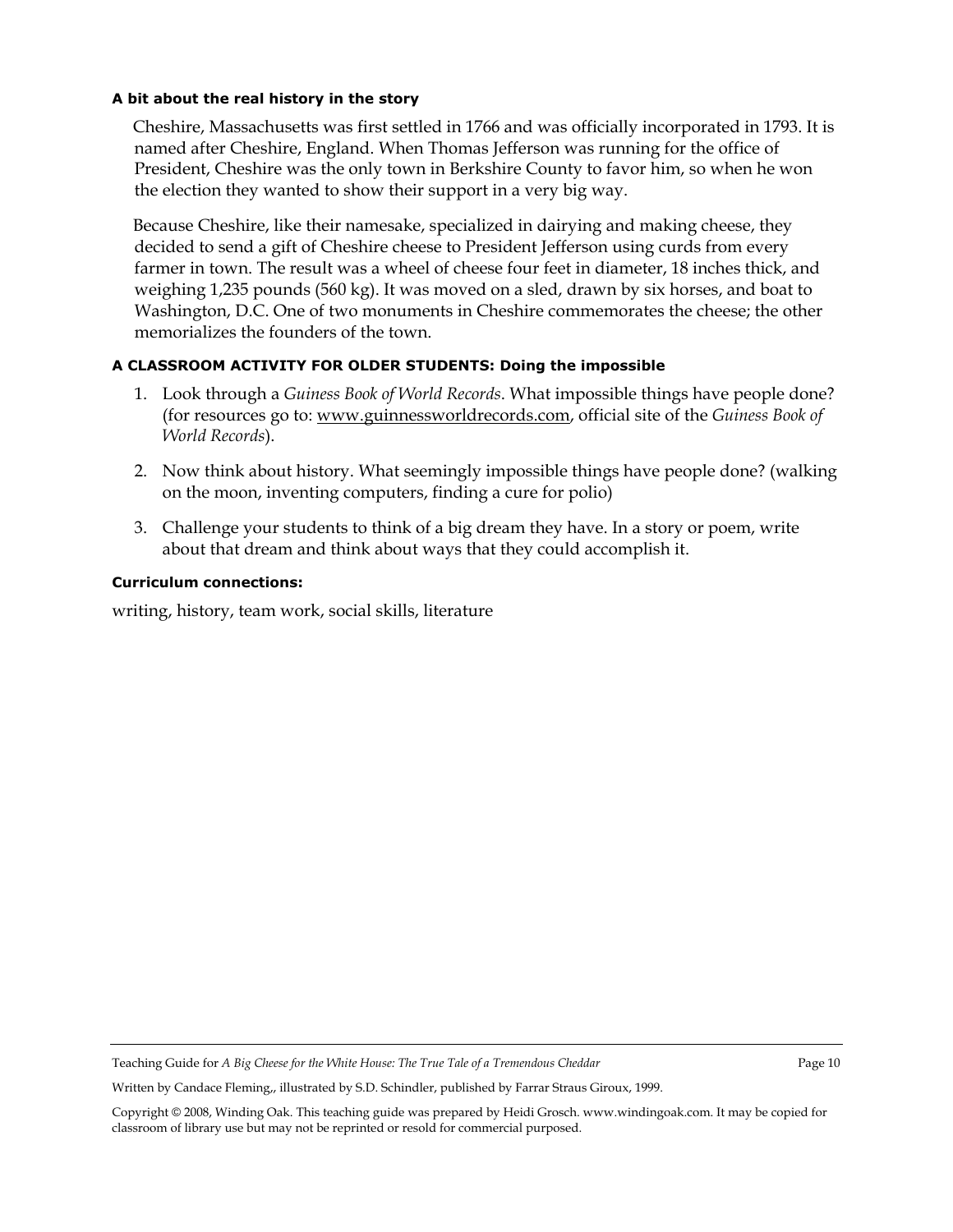**A bit about the real history in the story**

Cheshire, Massachusetts was first settled in 1766 and was officially incorporated in 1793. It is named after Cheshire, England. When Thomas Jefferson was running for the office of President, Cheshire was the only town in Berkshire County to favor him, so when he won the election they wanted to show their support in a very big way.

Because Cheshire, like their namesake, specialized in dairying and making cheese, they decided to send a gift of Cheshire cheese to President Jefferson using curds from every farmer in town. The result was a wheel of cheese four feet in diameter, 18 inches thick, and weighing 1,235 pounds (560 kg). It was moved on a sled, drawn by six horses, and boat to Washington, D.C. One of two monuments in Cheshire commemorates the cheese; the other memorializes the founders of the town.

**A CLASSROOM ACTIVITY FOR OLDER STUDENTS: Doing the impossible**

1. Look through a *Guiness Book of World Records*. What impossible things have people done? (for resources go to: www.guinnessworldrecords.com, official site of the *Guiness Book of World Records*).
2. Now think about history. What seemingly impossible things have people done? (walking on the moon, inventing computers, finding a cure for polio)
3. Challenge your students to think of a big dream they have. In a story or poem, write about that dream and think about ways that they could accomplish it.

**Curriculum connections:**

writing, history, team work, social skills, literature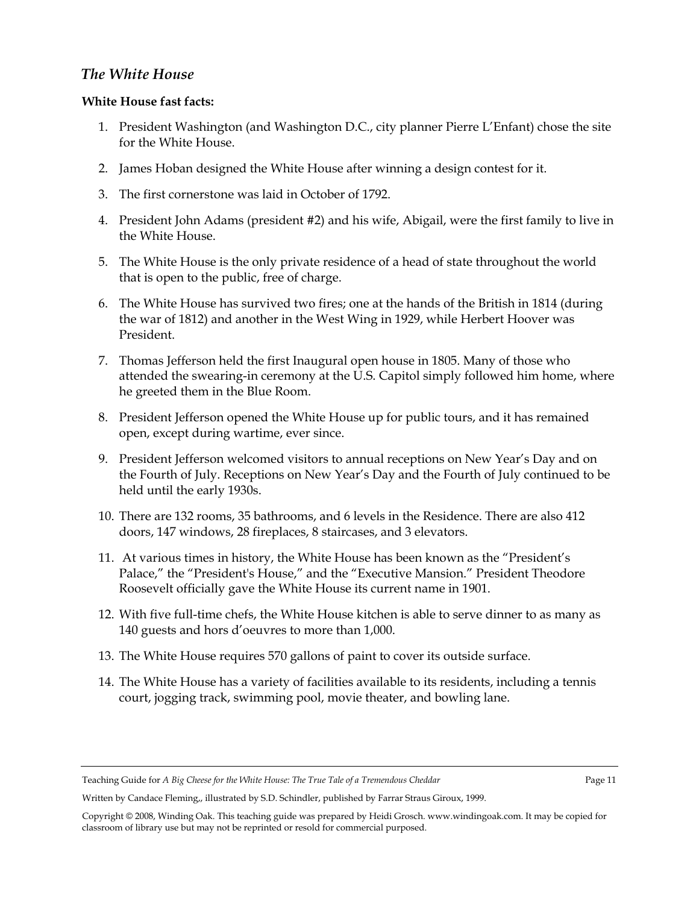## *The White House*

**White House fast facts:**

1. President Washington (and Washington D.C., city planner Pierre L'Enfant) chose the site for the White House.
2. James Hoban designed the White House after winning a design contest for it.
3. The first cornerstone was laid in October of 1792.
4. President John Adams (president #2) and his wife, Abigail, were the first family to live in the White House.
5. The White House is the only private residence of a head of state throughout the world that is open to the public, free of charge.
6. The White House has survived two fires; one at the hands of the British in 1814 (during the war of 1812) and another in the West Wing in 1929, while Herbert Hoover was President.
7. Thomas Jefferson held the first Inaugural open house in 1805. Many of those who attended the swearing-in ceremony at the U.S. Capitol simply followed him home, where he greeted them in the Blue Room.
8. President Jefferson opened the White House up for public tours, and it has remained open, except during wartime, ever since.
9. President Jefferson welcomed visitors to annual receptions on New Year's Day and on the Fourth of July. Receptions on New Year's Day and the Fourth of July continued to be held until the early 1930s.
10. There are 132 rooms, 35 bathrooms, and 6 levels in the Residence. There are also 412 doors, 147 windows, 28 fireplaces, 8 staircases, and 3 elevators.
11. At various times in history, the White House has been known as the "President's Palace," the "President's House," and the "Executive Mansion." President Theodore Roosevelt officially gave the White House its current name in 1901.
12. With five full-time chefs, the White House kitchen is able to serve dinner to as many as 140 guests and hors d'oeuvres to more than 1,000.
13. The White House requires 570 gallons of paint to cover its outside surface.
14. The White House has a variety of facilities available to its residents, including a tennis court, jogging track, swimming pool, movie theater, and bowling lane.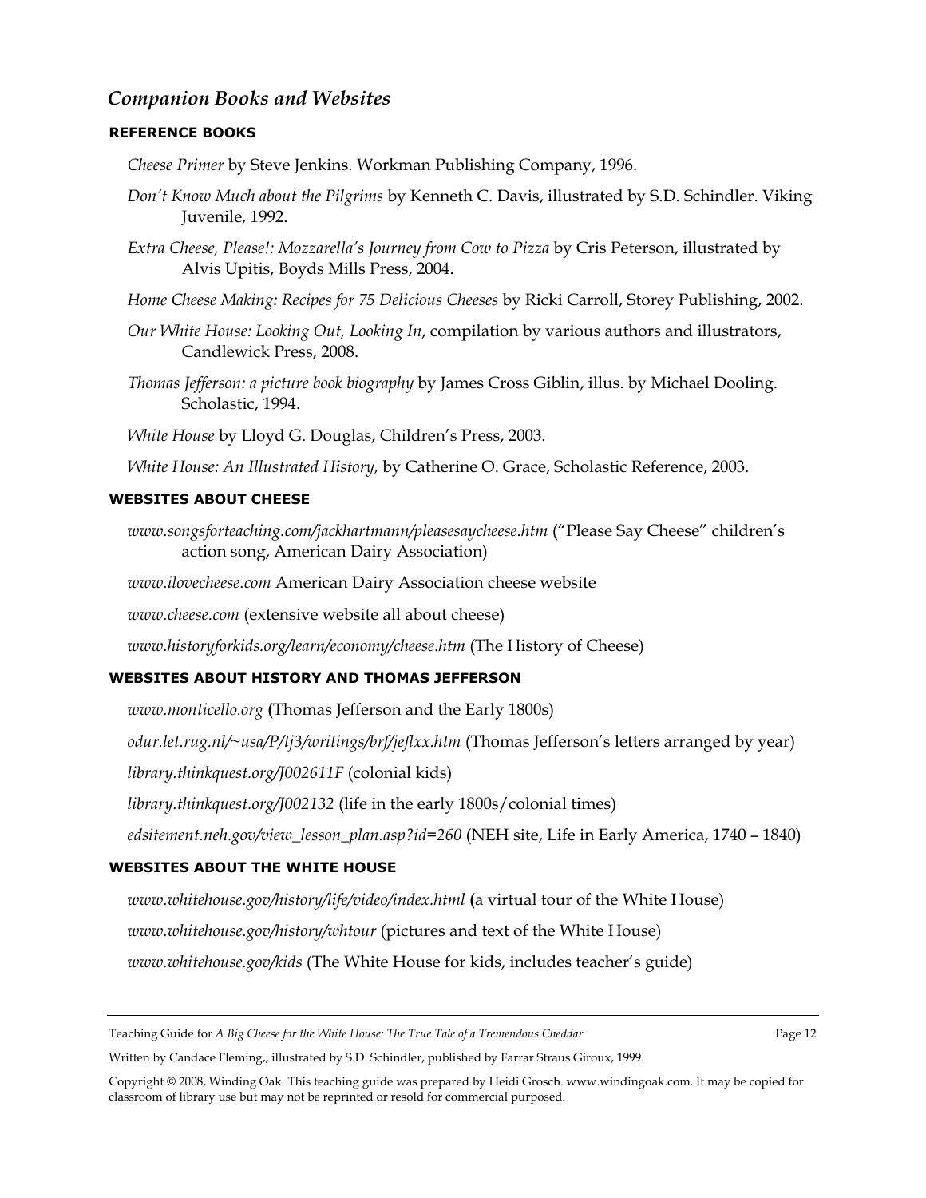## *Companion Books and Websites*

### REFERENCE BOOKS

*Cheese Primer* by Steve Jenkins. Workman Publishing Company, 1996.

*Don't Know Much about the Pilgrims* by Kenneth C. Davis, illustrated by S.D. Schindler. Viking Juvenile, 1992.

*Extra Cheese, Please!: Mozzarella's Journey from Cow to Pizza* by Cris Peterson, illustrated by Alvis Upitis, Boyds Mills Press, 2004.

*Home Cheese Making: Recipes for 75 Delicious Cheeses* by Ricki Carroll, Storey Publishing, 2002.

*Our White House: Looking Out, Looking In*, compilation by various authors and illustrators, Candlewick Press, 2008.

*Thomas Jefferson: a picture book biography* by James Cross Giblin, illus. by Michael Dooling. Scholastic, 1994.

*White House* by Lloyd G. Douglas, Children's Press, 2003.

*White House: An Illustrated History,* by Catherine O. Grace, Scholastic Reference, 2003.

### WEBSITES ABOUT CHEESE

*www.songsforteaching.com/jackhartmann/pleasesaycheese.htm* ("Please Say Cheese" children's action song, American Dairy Association)

*www.ilovecheese.com* American Dairy Association cheese website

*www.cheese.com* (extensive website all about cheese)

*www.historyforkids.org/learn/economy/cheese.htm* (The History of Cheese)

### WEBSITES ABOUT HISTORY AND THOMAS JEFFERSON

*www.monticello.org* **(**Thomas Jefferson and the Early 1800s)

*odur.let.rug.nl/~usa/P/tj3/writings/brf/jeflxx.htm* (Thomas Jefferson's letters arranged by year)

*library.thinkquest.org/J002611F* (colonial kids)

*library.thinkquest.org/J002132* (life in the early 1800s/colonial times)

*edsitement.neh.gov/view_lesson_plan.asp?id=260* (NEH site, Life in Early America, 1740 – 1840)

### WEBSITES ABOUT THE WHITE HOUSE

*www.whitehouse.gov/history/life/video/index.html* **(**a virtual tour of the White House)

*www.whitehouse.gov/history/whtour* (pictures and text of the White House)

*www.whitehouse.gov/kids* (The White House for kids, includes teacher's guide)

Teaching Guide for *A Big Cheese for the White House: The True Tale of a Tremendous Cheddar*

Written by Candace Fleming,, illustrated by S.D. Schindler, published by Farrar Straus Giroux, 1999.

Copyright © 2008, Winding Oak. This teaching guide was prepared by Heidi Grosch. www.windingoak.com. It may be copied for classroom of library use but may not be reprinted or resold for commercial purposed.